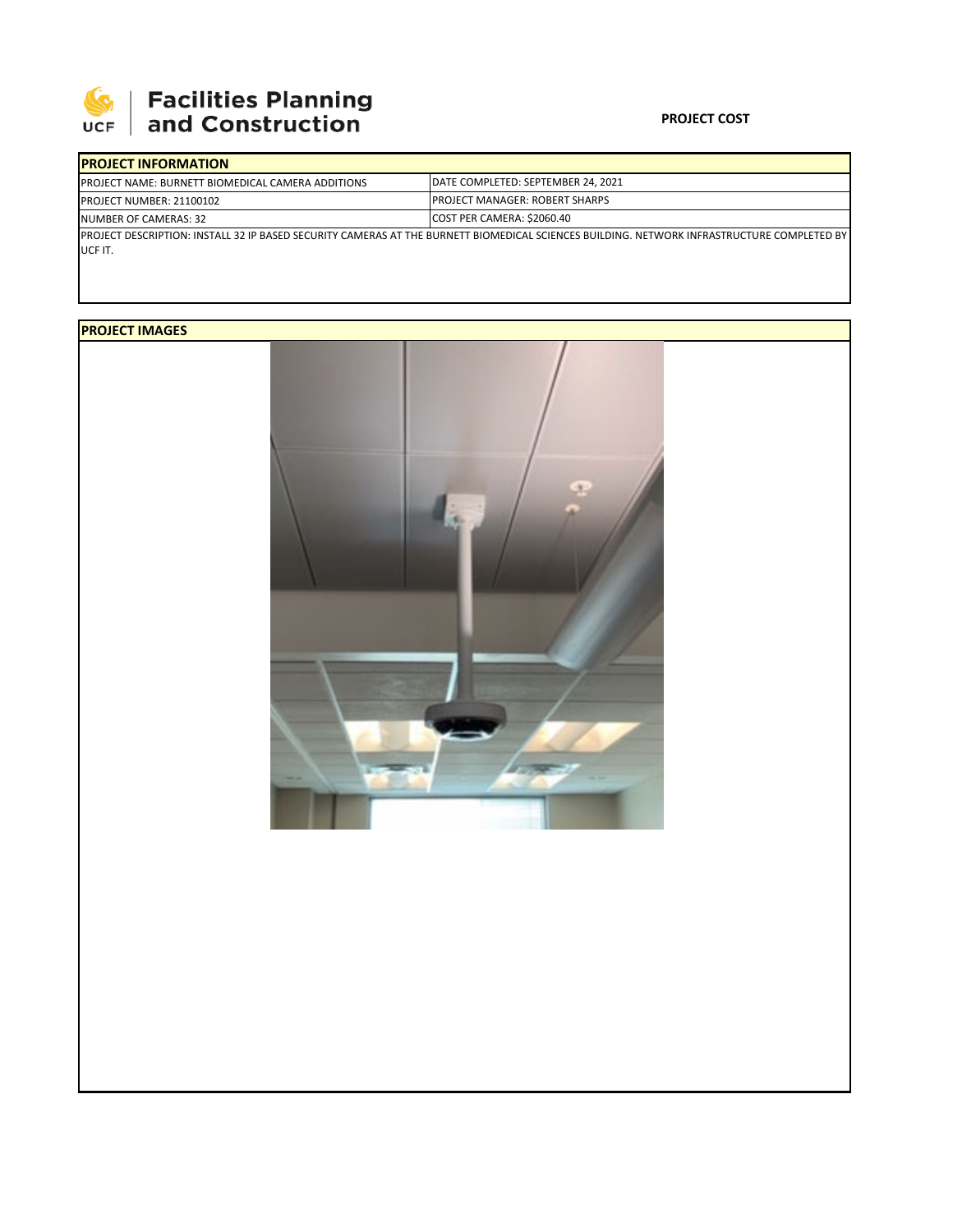Facilities Planning and Construction

**PROJECT COST**

| PROJECT INFORMATION | |
|---|---|
| PROJECT NAME: BURNETT BIOMEDICAL CAMERA ADDITIONS | DATE COMPLETED: SEPTEMBER 24, 2021 |
| PROJECT NUMBER: 21100102 | PROJECT MANAGER: ROBERT SHARPS |
| NUMBER OF CAMERAS: 32 | COST PER CAMERA: $2060.40 |
| PROJECT DESCRIPTION: INSTALL 32 IP BASED SECURITY CAMERAS AT THE BURNETT BIOMEDICAL SCIENCES BUILDING. NETWORK INFRASTRUCTURE COMPLETED BY UCF IT. | |

**PROJECT IMAGES**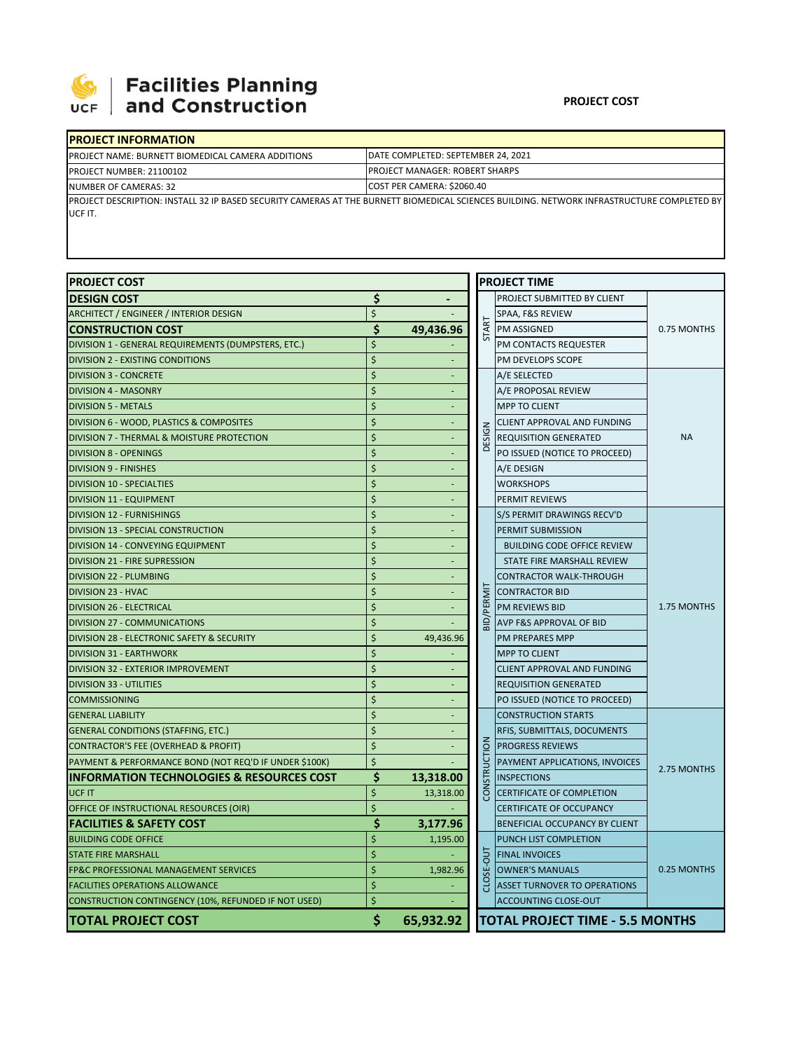**Facilities Planning and Construction**

**PROJECT COST**

| PROJECT INFORMATION | |
|---|---|
| PROJECT NAME: BURNETT BIOMEDICAL CAMERA ADDITIONS | DATE COMPLETED: SEPTEMBER 24, 2021 |
| PROJECT NUMBER: 21100102 | PROJECT MANAGER: ROBERT SHARPS |
| NUMBER OF CAMERAS: 32 | COST PER CAMERA: $2060.40 |
| PROJECT DESCRIPTION: INSTALL 32 IP BASED SECURITY CAMERAS AT THE BURNETT BIOMEDICAL SCIENCES BUILDING. NETWORK INFRASTRUCTURE COMPLETED BY UCF IT. | |

| PROJECT COST | | |
|---|---|---|
| **DESIGN COST** | **$** | **-** |
| ARCHITECT / ENGINEER / INTERIOR DESIGN | $ | - |
| **CONSTRUCTION COST** | **$** | **49,436.96** |
| DIVISION 1 - GENERAL REQUIREMENTS (DUMPSTERS, ETC.) | $ | - |
| DIVISION 2 - EXISTING CONDITIONS | $ | - |
| DIVISION 3 - CONCRETE | $ | - |
| DIVISION 4 - MASONRY | $ | - |
| DIVISION 5 - METALS | $ | - |
| DIVISION 6 - WOOD, PLASTICS & COMPOSITES | $ | - |
| DIVISION 7 - THERMAL & MOISTURE PROTECTION | $ | - |
| DIVISION 8 - OPENINGS | $ | - |
| DIVISION 9 - FINISHES | $ | - |
| DIVISION 10 - SPECIALTIES | $ | - |
| DIVISION 11 - EQUIPMENT | $ | - |
| DIVISION 12 - FURNISHINGS | $ | - |
| DIVISION 13 - SPECIAL CONSTRUCTION | $ | - |
| DIVISION 14 - CONVEYING EQUIPMENT | $ | - |
| DIVISION 21 - FIRE SUPRESSION | $ | - |
| DIVISION 22 - PLUMBING | $ | - |
| DIVISION 23 - HVAC | $ | - |
| DIVISION 26 - ELECTRICAL | $ | - |
| DIVISION 27 - COMMUNICATIONS | $ | - |
| DIVISION 28 - ELECTRONIC SAFETY & SECURITY | $ | 49,436.96 |
| DIVISION 31 - EARTHWORK | $ | - |
| DIVISION 32 - EXTERIOR IMPROVEMENT | $ | - |
| DIVISION 33 - UTILITIES | $ | - |
| COMMISSIONING | $ | - |
| GENERAL LIABILITY | $ | - |
| GENERAL CONDITIONS (STAFFING, ETC.) | $ | - |
| CONTRACTOR'S FEE (OVERHEAD & PROFIT) | $ | - |
| PAYMENT & PERFORMANCE BOND (NOT REQ'D IF UNDER $100K) | $ | - |
| **INFORMATION TECHNOLOGIES & RESOURCES COST** | **$** | **13,318.00** |
| UCF IT | $ | 13,318.00 |
| OFFICE OF INSTRUCTIONAL RESOURCES (OIR) | $ | - |
| **FACILITIES & SAFETY COST** | **$** | **3,177.96** |
| BUILDING CODE OFFICE | $ | 1,195.00 |
| STATE FIRE MARSHALL | $ | - |
| FP&C PROFESSIONAL MANAGEMENT SERVICES | $ | 1,982.96 |
| FACILITIES OPERATIONS ALLOWANCE | $ | - |
| CONSTRUCTION CONTINGENCY (10%, REFUNDED IF NOT USED) | $ | - |
| **TOTAL PROJECT COST** | **$** | **65,932.92** |

| PROJECT TIME | | |
|---|---|---|
| START | PROJECT SUBMITTED BY CLIENT | 0.75 MONTHS |
| | SPAA, F&S REVIEW | |
| | PM ASSIGNED | |
| | PM CONTACTS REQUESTER | |
| | PM DEVELOPS SCOPE | |
| DESIGN | A/E SELECTED | NA |
| | A/E PROPOSAL REVIEW | |
| | MPP TO CLIENT | |
| | CLIENT APPROVAL AND FUNDING | |
| | REQUISITION GENERATED | |
| | PO ISSUED (NOTICE TO PROCEED) | |
| | A/E DESIGN | |
| | WORKSHOPS | |
| | PERMIT REVIEWS | |
| BID/PERMIT | S/S PERMIT DRAWINGS RECV'D | 1.75 MONTHS |
| | PERMIT SUBMISSION | |
| | BUILDING CODE OFFICE REVIEW | |
| | STATE FIRE MARSHALL REVIEW | |
| | CONTRACTOR WALK-THROUGH | |
| | CONTRACTOR BID | |
| | PM REVIEWS BID | |
| | AVP F&S APPROVAL OF BID | |
| | PM PREPARES MPP | |
| | MPP TO CLIENT | |
| | CLIENT APPROVAL AND FUNDING | |
| | REQUISITION GENERATED | |
| | PO ISSUED (NOTICE TO PROCEED) | |
| CONSTRUCTION | CONSTRUCTION STARTS | 2.75 MONTHS |
| | RFIS, SUBMITTALS, DOCUMENTS | |
| | PROGRESS REVIEWS | |
| | PAYMENT APPLICATIONS, INVOICES | |
| | INSPECTIONS | |
| | CERTIFICATE OF COMPLETION | |
| | CERTIFICATE OF OCCUPANCY | |
| | BENEFICIAL OCCUPANCY BY CLIENT | |
| CLOSE-OUT | PUNCH LIST COMPLETION | 0.25 MONTHS |
| | FINAL INVOICES | |
| | OWNER'S MANUALS | |
| | ASSET TURNOVER TO OPERATIONS | |
| | ACCOUNTING CLOSE-OUT | |
| **TOTAL PROJECT TIME - 5.5 MONTHS** | | |